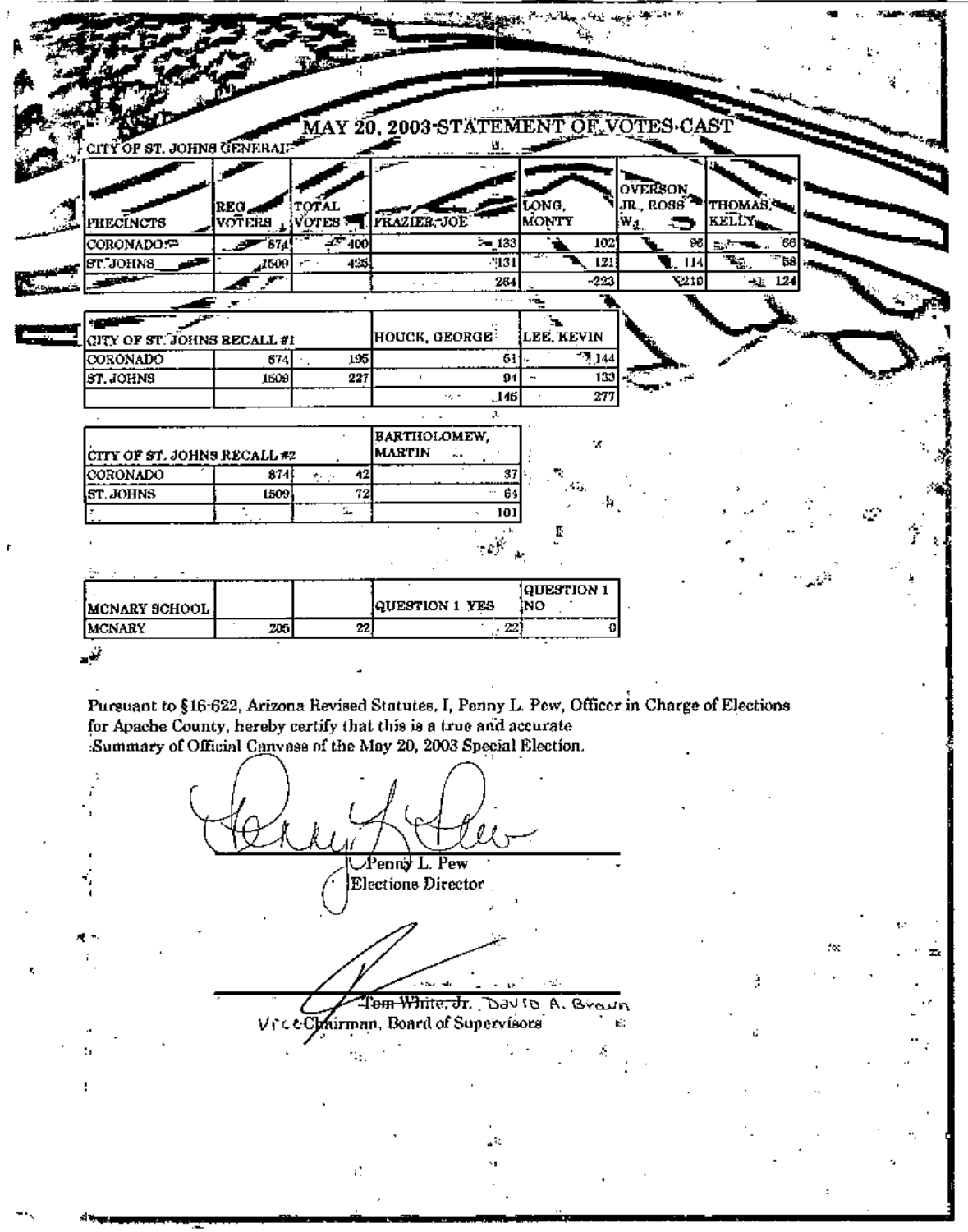# MAY 20, 2003 STATEMENT OF VOTES CAST

| CITY OF ST. JOHNS GENERAL PRECINCTS | REG VOTERS | TOTAL VOTES | FRAZIER, JOE | LONG, MONTY | OVERSON JR., ROSS W. | THOMAS, KELLY |
|---|---|---|---|---|---|---|
| CORONADO | 874 | 400 | 133 | 102 | 96 | 66 |
| ST. JOHNS | 1509 | 425 | 131 | 121 | 114 | 58 |
| | | | 264 | 223 | 210 | 124 |

| CITY OF ST. JOHNS RECALL #1 | | | HOUCK, GEORGE | LEE, KEVIN |
|---|---|---|---|---|
| CORONADO | 874 | 195 | 51 | 144 |
| ST. JOHNS | 1509 | 227 | 94 | 133 |
| | | | 145 | 277 |

| CITY OF ST. JOHNS RECALL #2 | | | BARTHOLOMEW, MARTIN |
|---|---|---|---|
| CORONADO | 874 | 42 | 37 |
| ST. JOHNS | 1509 | 72 | 64 |
| | | | 101 |

| MCNARY SCHOOL | | | QUESTION 1 YES | QUESTION 1 NO |
|---|---|---|---|---|
| MCNARY | 205 | 22 | 22 | 0 |

Pursuant to §16-622, Arizona Revised Statutes, I, Penny L. Pew, Officer in Charge of Elections for Apache County, hereby certify that this is a true and accurate Summary of Official Canvass of the May 20, 2003 Special Election.

Penny L. Pew
Elections Director

~~Tom White, Jr.~~ David A. Brown
Vice Chairman, Board of Supervisors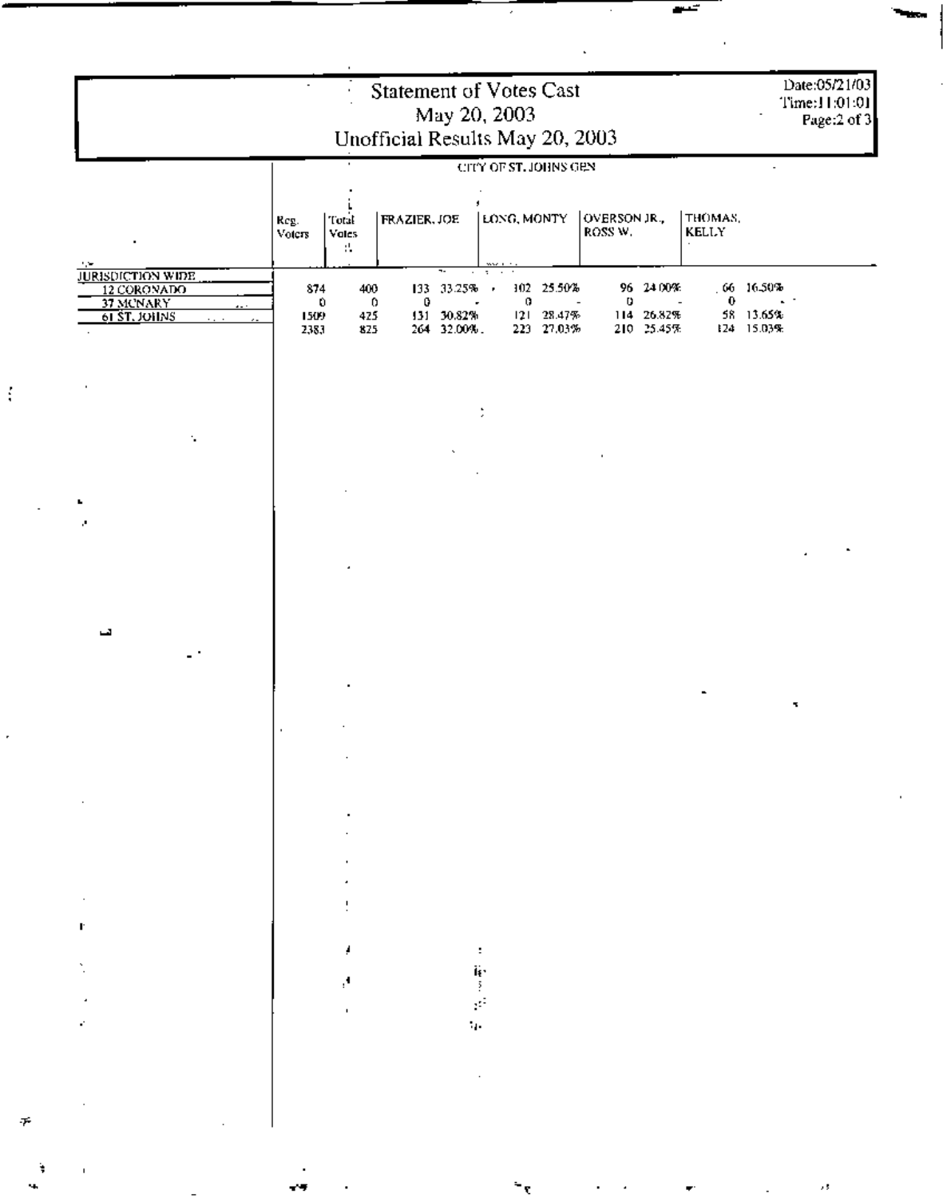# Statement of Votes Cast
## May 20, 2003
## Unofficial Results May 20, 2003

Date:05/21/03
Time:11:01:01

CITY OF ST. JOHNS GEN

| | Reg. Voters | Total Votes | FRAZIER, JOE | | LONG, MONTY | | OVERSON JR., ROSS W. | | THOMAS, KELLY | |
|---|---|---|---|---|---|---|---|---|---|---|
| JURISDICTION WIDE | | | | | | | | | | |
| 12 CORONADO | 874 | 400 | 133 | 33.25% | 102 | 25.50% | 96 | 24.00% | 66 | 16.50% |
| 37 MCNARY | 0 | 0 | 0 | - | 0 | - | 0 | - | 0 | - |
| 61 ST. JOHNS | 1509 | 425 | 131 | 30.82% | 121 | 28.47% | 114 | 26.82% | 58 | 13.65% |
| | 2383 | 825 | 264 | 32.00% | 223 | 27.03% | 210 | 25.45% | 124 | 15.03% |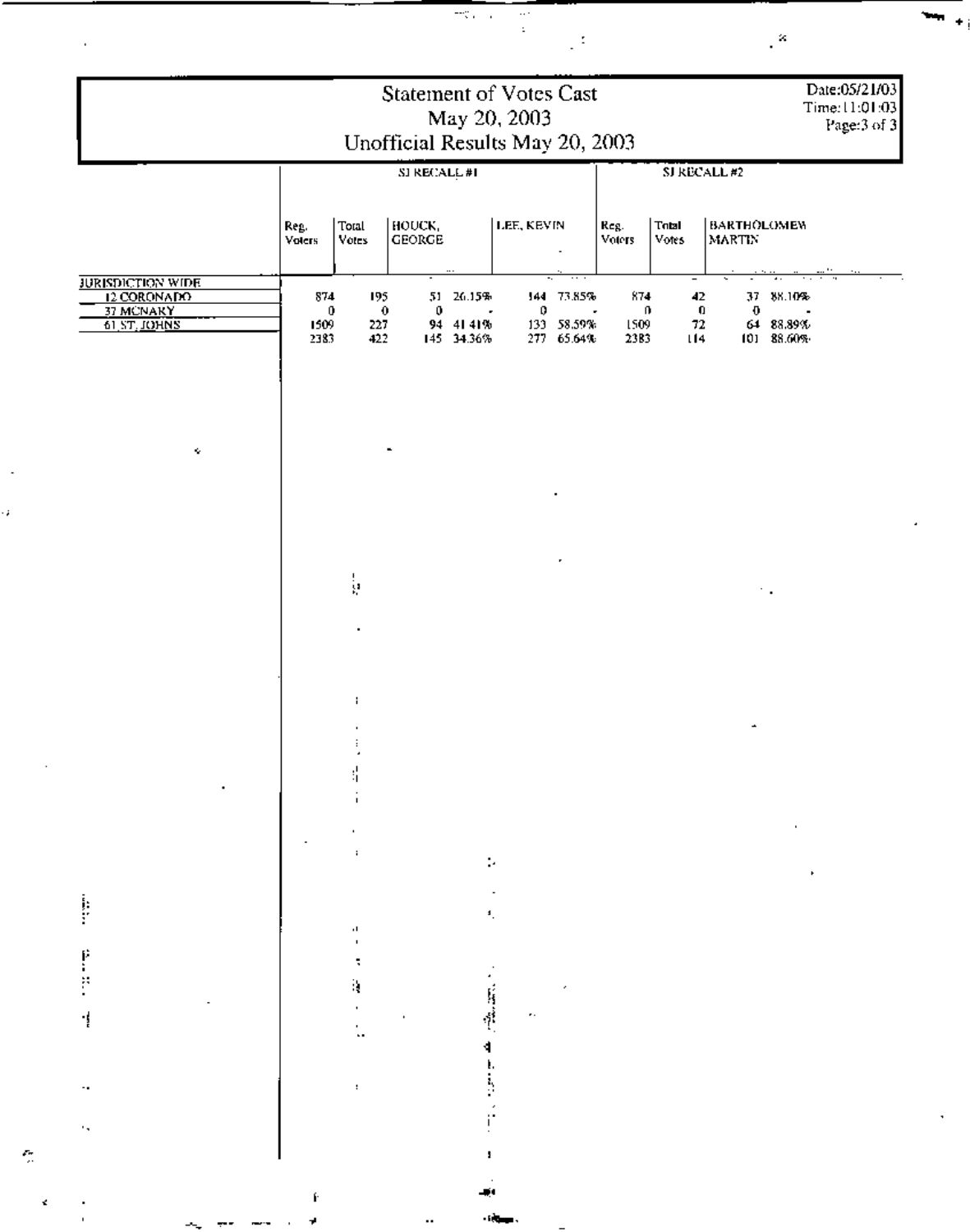# Statement of Votes Cast
## May 20, 2003
## Unofficial Results May 20, 2003

Date:05/21/03
Time:11:01:03

| | SJ RECALL #1 | | | | | | SJ RECALL #2 | | | |
|---|---|---|---|---|---|---|---|---|---|---|
| | Reg. Voters | Total Votes | HOUCK, GEORGE | | LEE, KEVIN | | Reg. Voters | Total Votes | BARTHOLOMEW MARTIN | |
| JURISDICTION WIDE | | | | | | | | | | |
| 12 CORONADO | 874 | 195 | 51 | 26.15% | 144 | 73.85% | 874 | 42 | 37 | 88.10% |
| 37 MCNARY | 0 | 0 | 0 | - | 0 | - | 0 | 0 | 0 | - |
| 61 ST. JOHNS | 1509 | 227 | 94 | 41.41% | 133 | 58.59% | 1509 | 72 | 64 | 88.89% |
| | 2383 | 422 | 145 | 34.36% | 277 | 65.64% | 2383 | 114 | 101 | 88.60% |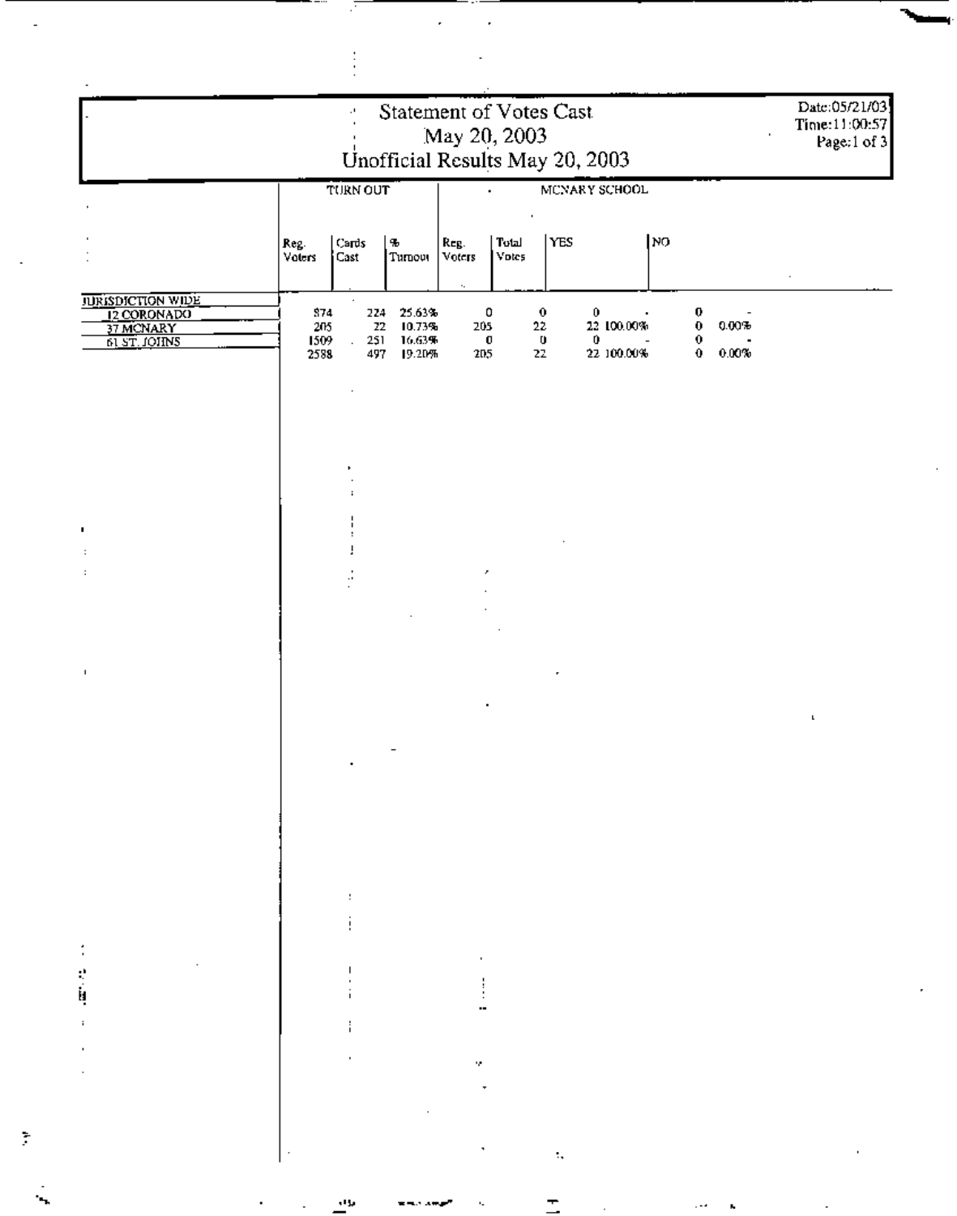# Statement of Votes Cast
## May 20, 2003
## Unofficial Results May 20, 2003

Date:05/21/03
Time:11:00:57

| | TURN OUT | | | MCNARY SCHOOL | | | | | |
|---|---|---|---|---|---|---|---|---|---|
| | Reg. Voters | Cards Cast | % Turnout | Reg. Voters | Total Votes | YES | | NO | |
| JURISDICTION WIDE | | | | | | | | | |
| 12 CORONADO | 874 | 224 | 25.63% | 0 | 0 | 0 | - | 0 | - |
| 37 MCNARY | 205 | 22 | 10.73% | 205 | 22 | 22 | 100.00% | 0 | 0.00% |
| 61 ST. JOHNS | 1509 | 251 | 16.63% | 0 | 0 | 0 | - | 0 | - |
| | 2588 | 497 | 19.20% | 205 | 22 | 22 | 100.00% | 0 | 0.00% |